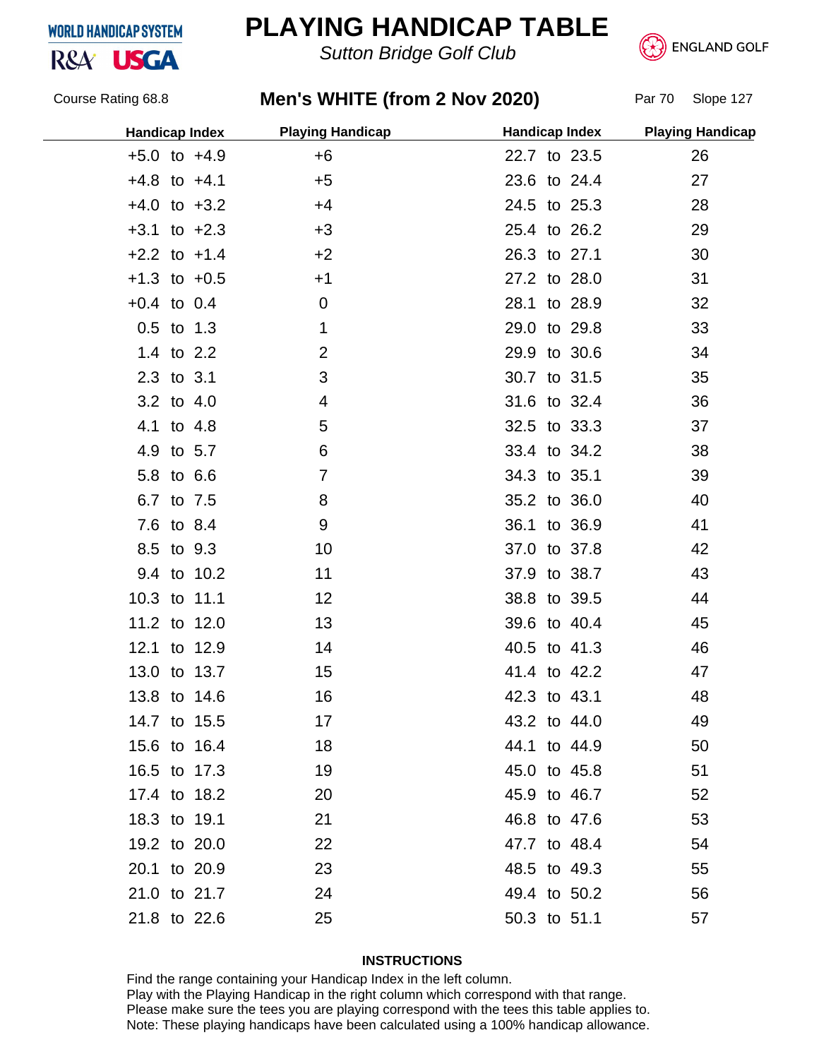WORLD HANDICAP SYSTEM

R&A USGA

# PLAYING HANDICAP TABLE

*Sutton Bridge Golf Club*

ENGLAND GOLF

Course Rating 68.8

## Men's WHITE (from 2 Nov 2020)

Par 70 Slope 127

| Handicap Index | Playing Handicap | Handicap Index | Playing Handicap |
|---|---|---|---|
| +5.0 to +4.9 | +6 | 22.7 to 23.5 | 26 |
| +4.8 to +4.1 | +5 | 23.6 to 24.4 | 27 |
| +4.0 to +3.2 | +4 | 24.5 to 25.3 | 28 |
| +3.1 to +2.3 | +3 | 25.4 to 26.2 | 29 |
| +2.2 to +1.4 | +2 | 26.3 to 27.1 | 30 |
| +1.3 to +0.5 | +1 | 27.2 to 28.0 | 31 |
| +0.4 to 0.4 | 0 | 28.1 to 28.9 | 32 |
| 0.5 to 1.3 | 1 | 29.0 to 29.8 | 33 |
| 1.4 to 2.2 | 2 | 29.9 to 30.6 | 34 |
| 2.3 to 3.1 | 3 | 30.7 to 31.5 | 35 |
| 3.2 to 4.0 | 4 | 31.6 to 32.4 | 36 |
| 4.1 to 4.8 | 5 | 32.5 to 33.3 | 37 |
| 4.9 to 5.7 | 6 | 33.4 to 34.2 | 38 |
| 5.8 to 6.6 | 7 | 34.3 to 35.1 | 39 |
| 6.7 to 7.5 | 8 | 35.2 to 36.0 | 40 |
| 7.6 to 8.4 | 9 | 36.1 to 36.9 | 41 |
| 8.5 to 9.3 | 10 | 37.0 to 37.8 | 42 |
| 9.4 to 10.2 | 11 | 37.9 to 38.7 | 43 |
| 10.3 to 11.1 | 12 | 38.8 to 39.5 | 44 |
| 11.2 to 12.0 | 13 | 39.6 to 40.4 | 45 |
| 12.1 to 12.9 | 14 | 40.5 to 41.3 | 46 |
| 13.0 to 13.7 | 15 | 41.4 to 42.2 | 47 |
| 13.8 to 14.6 | 16 | 42.3 to 43.1 | 48 |
| 14.7 to 15.5 | 17 | 43.2 to 44.0 | 49 |
| 15.6 to 16.4 | 18 | 44.1 to 44.9 | 50 |
| 16.5 to 17.3 | 19 | 45.0 to 45.8 | 51 |
| 17.4 to 18.2 | 20 | 45.9 to 46.7 | 52 |
| 18.3 to 19.1 | 21 | 46.8 to 47.6 | 53 |
| 19.2 to 20.0 | 22 | 47.7 to 48.4 | 54 |
| 20.1 to 20.9 | 23 | 48.5 to 49.3 | 55 |
| 21.0 to 21.7 | 24 | 49.4 to 50.2 | 56 |
| 21.8 to 22.6 | 25 | 50.3 to 51.1 | 57 |

**INSTRUCTIONS**

Find the range containing your Handicap Index in the left column.
Play with the Playing Handicap in the right column which correspond with that range.
Please make sure the tees you are playing correspond with the tees this table applies to.
Note: These playing handicaps have been calculated using a 100% handicap allowance.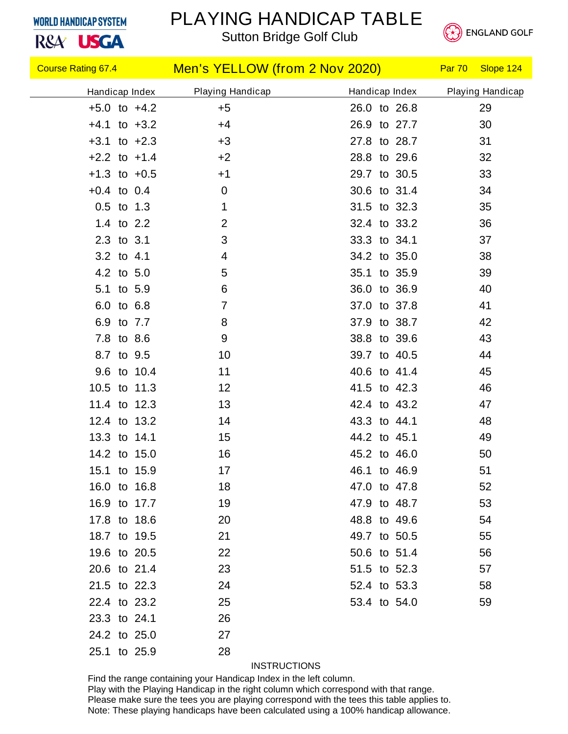WORLD HANDICAP SYSTEM
R&A USGA

# PLAYING HANDICAP TABLE

## Sutton Bridge Golf Club

ENGLAND GOLF

Course Rating 67.4 | **Men's YELLOW (from 2 Nov 2020)** | Par 70 | Slope 124

| Handicap Index | Playing Handicap | Handicap Index | Playing Handicap |
|---|---|---|---|
| +5.0 to +4.2 | +5 | 26.0 to 26.8 | 29 |
| +4.1 to +3.2 | +4 | 26.9 to 27.7 | 30 |
| +3.1 to +2.3 | +3 | 27.8 to 28.7 | 31 |
| +2.2 to +1.4 | +2 | 28.8 to 29.6 | 32 |
| +1.3 to +0.5 | +1 | 29.7 to 30.5 | 33 |
| +0.4 to 0.4 | 0 | 30.6 to 31.4 | 34 |
| 0.5 to 1.3 | 1 | 31.5 to 32.3 | 35 |
| 1.4 to 2.2 | 2 | 32.4 to 33.2 | 36 |
| 2.3 to 3.1 | 3 | 33.3 to 34.1 | 37 |
| 3.2 to 4.1 | 4 | 34.2 to 35.0 | 38 |
| 4.2 to 5.0 | 5 | 35.1 to 35.9 | 39 |
| 5.1 to 5.9 | 6 | 36.0 to 36.9 | 40 |
| 6.0 to 6.8 | 7 | 37.0 to 37.8 | 41 |
| 6.9 to 7.7 | 8 | 37.9 to 38.7 | 42 |
| 7.8 to 8.6 | 9 | 38.8 to 39.6 | 43 |
| 8.7 to 9.5 | 10 | 39.7 to 40.5 | 44 |
| 9.6 to 10.4 | 11 | 40.6 to 41.4 | 45 |
| 10.5 to 11.3 | 12 | 41.5 to 42.3 | 46 |
| 11.4 to 12.3 | 13 | 42.4 to 43.2 | 47 |
| 12.4 to 13.2 | 14 | 43.3 to 44.1 | 48 |
| 13.3 to 14.1 | 15 | 44.2 to 45.1 | 49 |
| 14.2 to 15.0 | 16 | 45.2 to 46.0 | 50 |
| 15.1 to 15.9 | 17 | 46.1 to 46.9 | 51 |
| 16.0 to 16.8 | 18 | 47.0 to 47.8 | 52 |
| 16.9 to 17.7 | 19 | 47.9 to 48.7 | 53 |
| 17.8 to 18.6 | 20 | 48.8 to 49.6 | 54 |
| 18.7 to 19.5 | 21 | 49.7 to 50.5 | 55 |
| 19.6 to 20.5 | 22 | 50.6 to 51.4 | 56 |
| 20.6 to 21.4 | 23 | 51.5 to 52.3 | 57 |
| 21.5 to 22.3 | 24 | 52.4 to 53.3 | 58 |
| 22.4 to 23.2 | 25 | 53.4 to 54.0 | 59 |
| 23.3 to 24.1 | 26 | | |
| 24.2 to 25.0 | 27 | | |
| 25.1 to 25.9 | 28 | | |

INSTRUCTIONS

Find the range containing your Handicap Index in the left column.
Play with the Playing Handicap in the right column which correspond with that range.
Please make sure the tees you are playing correspond with the tees this table applies to.
Note: These playing handicaps have been calculated using a 100% handicap allowance.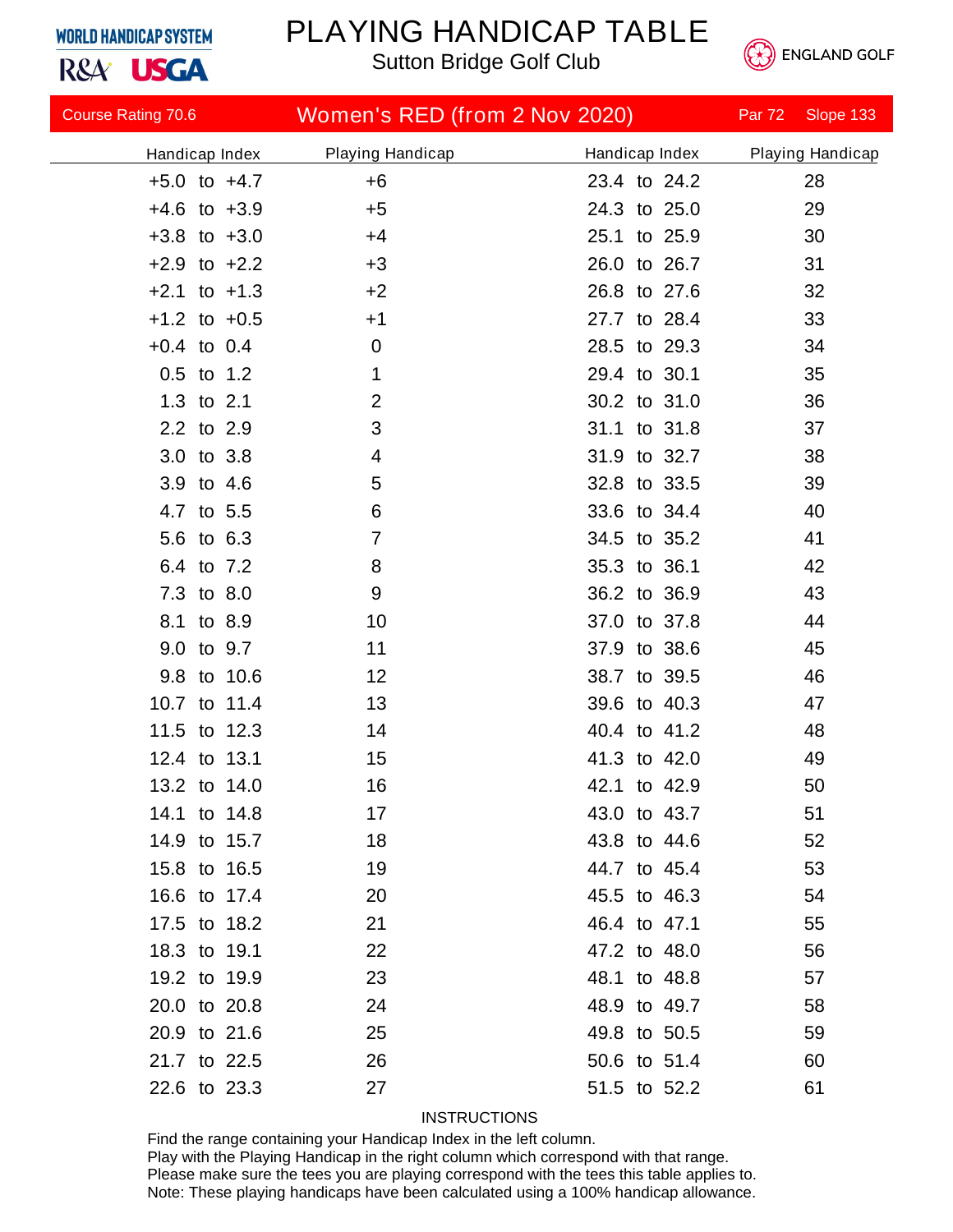WORLD HANDICAP SYSTEM

R&A USGA

# PLAYING HANDICAP TABLE

## Sutton Bridge Golf Club

ENGLAND GOLF

Course Rating 70.6 | **Women's RED (from 2 Nov 2020)** | Par 72 | Slope 133

| Handicap Index | Playing Handicap | Handicap Index | Playing Handicap |
|---|---|---|---|
| +5.0 to +4.7 | +6 | 23.4 to 24.2 | 28 |
| +4.6 to +3.9 | +5 | 24.3 to 25.0 | 29 |
| +3.8 to +3.0 | +4 | 25.1 to 25.9 | 30 |
| +2.9 to +2.2 | +3 | 26.0 to 26.7 | 31 |
| +2.1 to +1.3 | +2 | 26.8 to 27.6 | 32 |
| +1.2 to +0.5 | +1 | 27.7 to 28.4 | 33 |
| +0.4 to 0.4 | 0 | 28.5 to 29.3 | 34 |
| 0.5 to 1.2 | 1 | 29.4 to 30.1 | 35 |
| 1.3 to 2.1 | 2 | 30.2 to 31.0 | 36 |
| 2.2 to 2.9 | 3 | 31.1 to 31.8 | 37 |
| 3.0 to 3.8 | 4 | 31.9 to 32.7 | 38 |
| 3.9 to 4.6 | 5 | 32.8 to 33.5 | 39 |
| 4.7 to 5.5 | 6 | 33.6 to 34.4 | 40 |
| 5.6 to 6.3 | 7 | 34.5 to 35.2 | 41 |
| 6.4 to 7.2 | 8 | 35.3 to 36.1 | 42 |
| 7.3 to 8.0 | 9 | 36.2 to 36.9 | 43 |
| 8.1 to 8.9 | 10 | 37.0 to 37.8 | 44 |
| 9.0 to 9.7 | 11 | 37.9 to 38.6 | 45 |
| 9.8 to 10.6 | 12 | 38.7 to 39.5 | 46 |
| 10.7 to 11.4 | 13 | 39.6 to 40.3 | 47 |
| 11.5 to 12.3 | 14 | 40.4 to 41.2 | 48 |
| 12.4 to 13.1 | 15 | 41.3 to 42.0 | 49 |
| 13.2 to 14.0 | 16 | 42.1 to 42.9 | 50 |
| 14.1 to 14.8 | 17 | 43.0 to 43.7 | 51 |
| 14.9 to 15.7 | 18 | 43.8 to 44.6 | 52 |
| 15.8 to 16.5 | 19 | 44.7 to 45.4 | 53 |
| 16.6 to 17.4 | 20 | 45.5 to 46.3 | 54 |
| 17.5 to 18.2 | 21 | 46.4 to 47.1 | 55 |
| 18.3 to 19.1 | 22 | 47.2 to 48.0 | 56 |
| 19.2 to 19.9 | 23 | 48.1 to 48.8 | 57 |
| 20.0 to 20.8 | 24 | 48.9 to 49.7 | 58 |
| 20.9 to 21.6 | 25 | 49.8 to 50.5 | 59 |
| 21.7 to 22.5 | 26 | 50.6 to 51.4 | 60 |
| 22.6 to 23.3 | 27 | 51.5 to 52.2 | 61 |

INSTRUCTIONS

Find the range containing your Handicap Index in the left column.
Play with the Playing Handicap in the right column which correspond with that range.
Please make sure the tees you are playing correspond with the tees this table applies to.
Note: These playing handicaps have been calculated using a 100% handicap allowance.